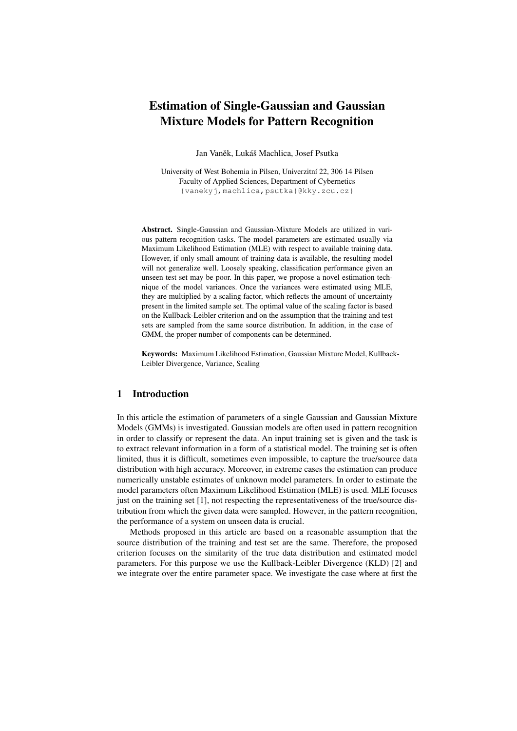# Estimation of Single-Gaussian and Gaussian Mixture Models for Pattern Recognition

Jan Vaněk, Lukáš Machlica, Josef Psutka

University of West Bohemia in Pilsen, Univerzitní 22, 306 14 Pilsen
Faculty of Applied Sciences, Department of Cybernetics
{vanekyj,machlica,psutka}@kky.zcu.cz

**Abstract.** Single-Gaussian and Gaussian-Mixture Models are utilized in various pattern recognition tasks. The model parameters are estimated usually via Maximum Likelihood Estimation (MLE) with respect to available training data. However, if only small amount of training data is available, the resulting model will not generalize well. Loosely speaking, classification performance given an unseen test set may be poor. In this paper, we propose a novel estimation technique of the model variances. Once the variances were estimated using MLE, they are multiplied by a scaling factor, which reflects the amount of uncertainty present in the limited sample set. The optimal value of the scaling factor is based on the Kullback-Leibler criterion and on the assumption that the training and test sets are sampled from the same source distribution. In addition, in the case of GMM, the proper number of components can be determined.

**Keywords:** Maximum Likelihood Estimation, Gaussian Mixture Model, Kullback-Leibler Divergence, Variance, Scaling

## 1 Introduction

In this article the estimation of parameters of a single Gaussian and Gaussian Mixture Models (GMMs) is investigated. Gaussian models are often used in pattern recognition in order to classify or represent the data. An input training set is given and the task is to extract relevant information in a form of a statistical model. The training set is often limited, thus it is difficult, sometimes even impossible, to capture the true/source data distribution with high accuracy. Moreover, in extreme cases the estimation can produce numerically unstable estimates of unknown model parameters. In order to estimate the model parameters often Maximum Likelihood Estimation (MLE) is used. MLE focuses just on the training set [1], not respecting the representativeness of the true/source distribution from which the given data were sampled. However, in the pattern recognition, the performance of a system on unseen data is crucial.

Methods proposed in this article are based on a reasonable assumption that the source distribution of the training and test set are the same. Therefore, the proposed criterion focuses on the similarity of the true data distribution and estimated model parameters. For this purpose we use the Kullback-Leibler Divergence (KLD) [2] and we integrate over the entire parameter space. We investigate the case where at first the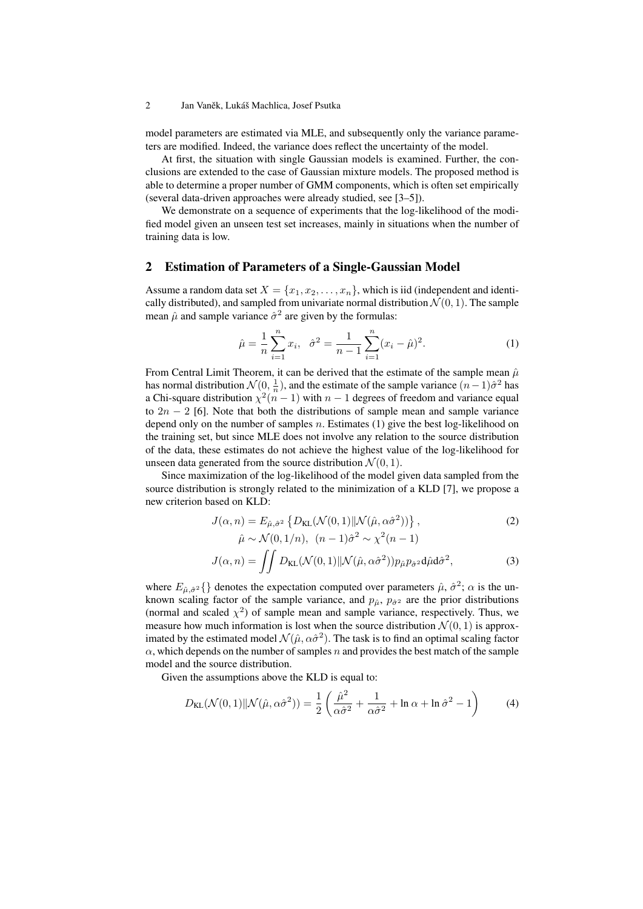model parameters are estimated via MLE, and subsequently only the variance parameters are modified. Indeed, the variance does reflect the uncertainty of the model.

At first, the situation with single Gaussian models is examined. Further, the conclusions are extended to the case of Gaussian mixture models. The proposed method is able to determine a proper number of GMM components, which is often set empirically (several data-driven approaches were already studied, see [3–5]).

We demonstrate on a sequence of experiments that the log-likelihood of the modified model given an unseen test set increases, mainly in situations when the number of training data is low.

## 2 Estimation of Parameters of a Single-Gaussian Model

Assume a random data set $X = \{x_1, x_2, \ldots, x_n\}$, which is iid (independent and identically distributed), and sampled from univariate normal distribution $\mathcal{N}(0, 1)$. The sample mean $\hat{\mu}$ and sample variance $\hat{\sigma}^2$ are given by the formulas:

$$\hat{\mu} = \frac{1}{n}\sum_{i=1}^{n} x_i, \quad \hat{\sigma}^2 = \frac{1}{n-1}\sum_{i=1}^{n}(x_i - \hat{\mu})^2. \tag{1}$$

From Central Limit Theorem, it can be derived that the estimate of the sample mean $\hat{\mu}$ has normal distribution $\mathcal{N}(0, \frac{1}{n})$, and the estimate of the sample variance $(n-1)\hat{\sigma}^2$ has a Chi-square distribution $\chi^2(n-1)$ with $n-1$ degrees of freedom and variance equal to $2n-2$ [6]. Note that both the distributions of sample mean and sample variance depend only on the number of samples $n$. Estimates (1) give the best log-likelihood on the training set, but since MLE does not involve any relation to the source distribution of the data, these estimates do not achieve the highest value of the log-likelihood for unseen data generated from the source distribution $\mathcal{N}(0, 1)$.

Since maximization of the log-likelihood of the model given data sampled from the source distribution is strongly related to the minimization of a KLD [7], we propose a new criterion based on KLD:

$$J(\alpha, n) = E_{\hat{\mu}, \hat{\sigma}^2}\left\{D_{\mathrm{KL}}(\mathcal{N}(0,1)\|\mathcal{N}(\hat{\mu}, \alpha\hat{\sigma}^2))\right\}, \tag{2}$$

$$\hat{\mu} \sim \mathcal{N}(0, 1/n), \;\; (n-1)\hat{\sigma}^2 \sim \chi^2(n-1)$$

$$J(\alpha, n) = \iint D_{\mathrm{KL}}(\mathcal{N}(0,1)\|\mathcal{N}(\hat{\mu}, \alpha\hat{\sigma}^2)) p_{\hat{\mu}} p_{\hat{\sigma}^2} \mathrm{d}\hat{\mu}\mathrm{d}\hat{\sigma}^2, \tag{3}$$

where $E_{\hat{\mu}, \hat{\sigma}^2}\{\}$ denotes the expectation computed over parameters $\hat{\mu}$, $\hat{\sigma}^2$; $\alpha$ is the unknown scaling factor of the sample variance, and $p_{\hat{\mu}}$, $p_{\hat{\sigma}^2}$ are the prior distributions (normal and scaled $\chi^2$) of sample mean and sample variance, respectively. Thus, we measure how much information is lost when the source distribution $\mathcal{N}(0, 1)$ is approximated by the estimated model $\mathcal{N}(\hat{\mu}, \alpha\hat{\sigma}^2)$. The task is to find an optimal scaling factor $\alpha$, which depends on the number of samples $n$ and provides the best match of the sample model and the source distribution.

Given the assumptions above the KLD is equal to:

$$D_{\mathrm{KL}}(\mathcal{N}(0,1)\|\mathcal{N}(\hat{\mu}, \alpha\hat{\sigma}^2)) = \frac{1}{2}\left(\frac{\hat{\mu}^2}{\alpha\hat{\sigma}^2} + \frac{1}{\alpha\hat{\sigma}^2} + \ln\alpha + \ln\hat{\sigma}^2 - 1\right) \tag{4}$$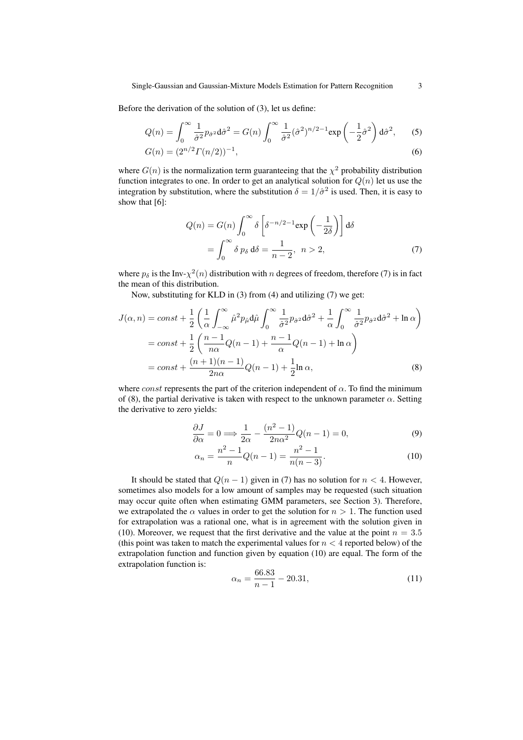Before the derivation of the solution of (3), let us define:

$$Q(n) = \int_0^\infty \frac{1}{\hat{\sigma}^2} p_{\hat{\sigma}^2} \mathrm{d}\hat{\sigma}^2 = G(n) \int_0^\infty \frac{1}{\hat{\sigma}^2} (\hat{\sigma}^2)^{n/2-1} \exp\left(-\frac{1}{2}\hat{\sigma}^2\right) \mathrm{d}\hat{\sigma}^2, \tag{5}$$

$$G(n) = (2^{n/2} \Gamma(n/2))^{-1}, \tag{6}$$

where $G(n)$ is the normalization term guaranteeing that the $\chi^2$ probability distribution function integrates to one. In order to get an analytical solution for $Q(n)$ let us use the integration by substitution, where the substitution $\delta = 1/\hat{\sigma}^2$ is used. Then, it is easy to show that [6]:

$$\begin{aligned} Q(n) &= G(n) \int_0^\infty \delta \left[ \delta^{-n/2-1} \exp\left(-\frac{1}{2\delta}\right) \right] \mathrm{d}\delta \\ &= \int_0^\infty \delta \, p_\delta \, \mathrm{d}\delta = \frac{1}{n-2}, \ \ n > 2, \end{aligned} \tag{7}$$

where $p_\delta$ is the Inv-$\chi^2(n)$ distribution with $n$ degrees of freedom, therefore (7) is in fact the mean of this distribution.

Now, substituting for KLD in (3) from (4) and utilizing (7) we get:

$$\begin{aligned} J(\alpha, n) &= const + \frac{1}{2}\left( \frac{1}{\alpha} \int_{-\infty}^{\infty} \hat{\mu}^2 p_{\hat{\mu}} \mathrm{d}\hat{\mu} \int_0^\infty \frac{1}{\hat{\sigma}^2} p_{\hat{\sigma}^2} \mathrm{d}\hat{\sigma}^2 + \frac{1}{\alpha} \int_0^\infty \frac{1}{\hat{\sigma}^2} p_{\hat{\sigma}^2} \mathrm{d}\hat{\sigma}^2 + \ln \alpha \right) \\ &= const + \frac{1}{2}\left( \frac{n-1}{n\alpha} Q(n-1) + \frac{n-1}{\alpha} Q(n-1) + \ln \alpha \right) \\ &= const + \frac{(n+1)(n-1)}{2n\alpha} Q(n-1) + \frac{1}{2} \ln \alpha, \end{aligned} \tag{8}$$

where $const$ represents the part of the criterion independent of $\alpha$. To find the minimum of (8), the partial derivative is taken with respect to the unknown parameter $\alpha$. Setting the derivative to zero yields:

$$\frac{\partial J}{\partial \alpha} = 0 \Longrightarrow \frac{1}{2\alpha} - \frac{(n^2-1)}{2n\alpha^2} Q(n-1) = 0, \tag{9}$$

$$\alpha_n = \frac{n^2-1}{n} Q(n-1) = \frac{n^2-1}{n(n-3)}. \tag{10}$$

It should be stated that $Q(n-1)$ given in (7) has no solution for $n < 4$. However, sometimes also models for a low amount of samples may be requested (such situation may occur quite often when estimating GMM parameters, see Section 3). Therefore, we extrapolated the $\alpha$ values in order to get the solution for $n > 1$. The function used for extrapolation was a rational one, what is in agreement with the solution given in (10). Moreover, we request that the first derivative and the value at the point $n = 3.5$ (this point was taken to match the experimental values for $n < 4$ reported below) of the extrapolation function and function given by equation (10) are equal. The form of the extrapolation function is:

$$\alpha_n = \frac{66.83}{n-1} - 20.31, \tag{11}$$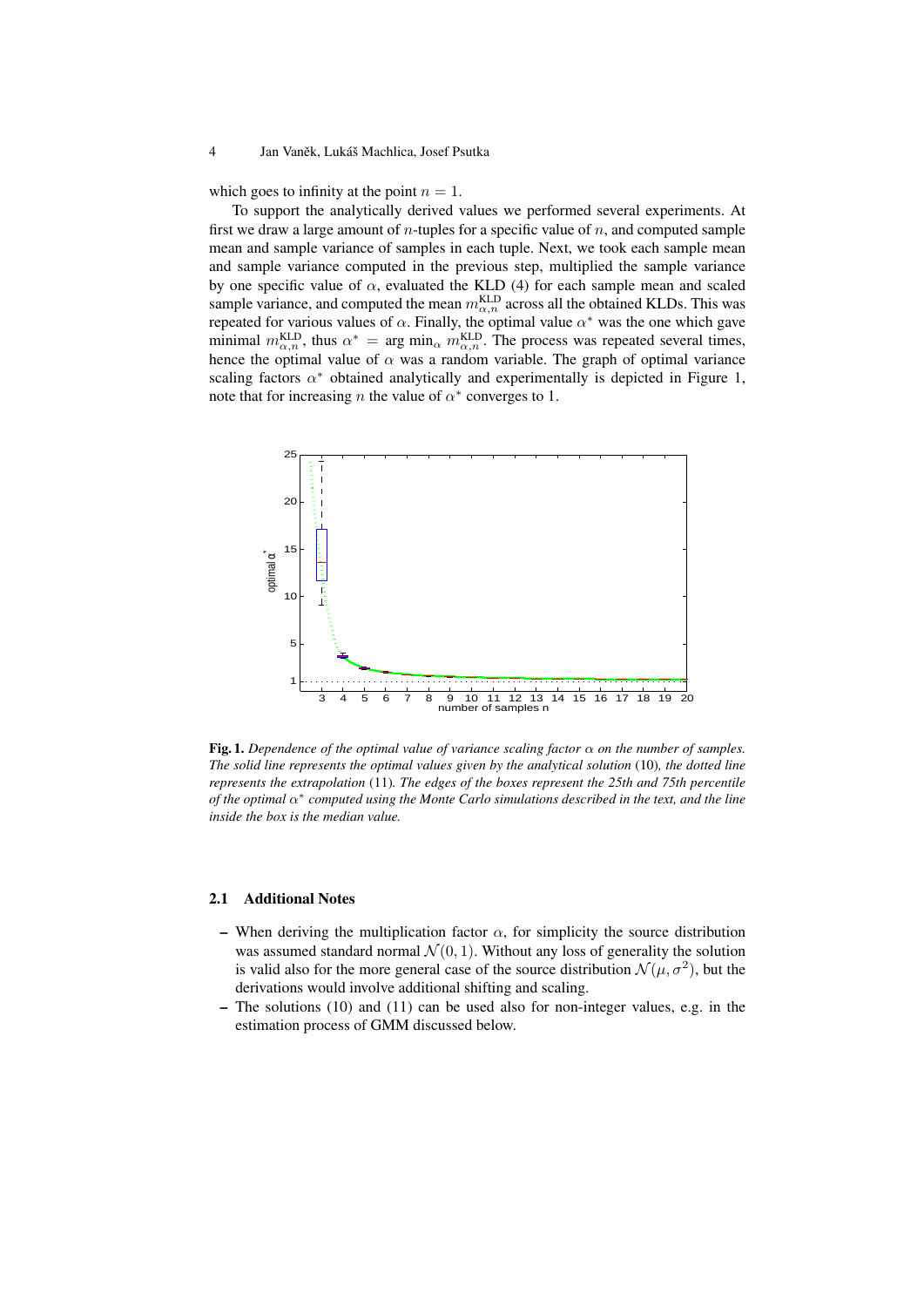which goes to infinity at the point $n = 1$.

To support the analytically derived values we performed several experiments. At first we draw a large amount of $n$-tuples for a specific value of $n$, and computed sample mean and sample variance of samples in each tuple. Next, we took each sample mean and sample variance computed in the previous step, multiplied the sample variance by one specific value of $\alpha$, evaluated the KLD (4) for each sample mean and scaled sample variance, and computed the mean $m_{\alpha,n}^{\mathrm{KLD}}$ across all the obtained KLDs. This was repeated for various values of $\alpha$. Finally, the optimal value $\alpha^*$ was the one which gave minimal $m_{\alpha,n}^{\mathrm{KLD}}$, thus $\alpha^* = \arg\min_\alpha m_{\alpha,n}^{\mathrm{KLD}}$. The process was repeated several times, hence the optimal value of $\alpha$ was a random variable. The graph of optimal variance scaling factors $\alpha^*$ obtained analytically and experimentally is depicted in Figure 1, note that for increasing $n$ the value of $\alpha^*$ converges to 1.

**Fig. 1.** *Dependence of the optimal value of variance scaling factor $\alpha$ on the number of samples. The solid line represents the optimal values given by the analytical solution* (10)*, the dotted line represents the extrapolation* (11)*. The edges of the boxes represent the 25th and 75th percentile of the optimal $\alpha^*$ computed using the Monte Carlo simulations described in the text, and the line inside the box is the median value.*

### 2.1 Additional Notes

- When deriving the multiplication factor $\alpha$, for simplicity the source distribution was assumed standard normal $\mathcal{N}(0, 1)$. Without any loss of generality the solution is valid also for the more general case of the source distribution $\mathcal{N}(\mu, \sigma^2)$, but the derivations would involve additional shifting and scaling.
- The solutions (10) and (11) can be used also for non-integer values, e.g. in the estimation process of GMM discussed below.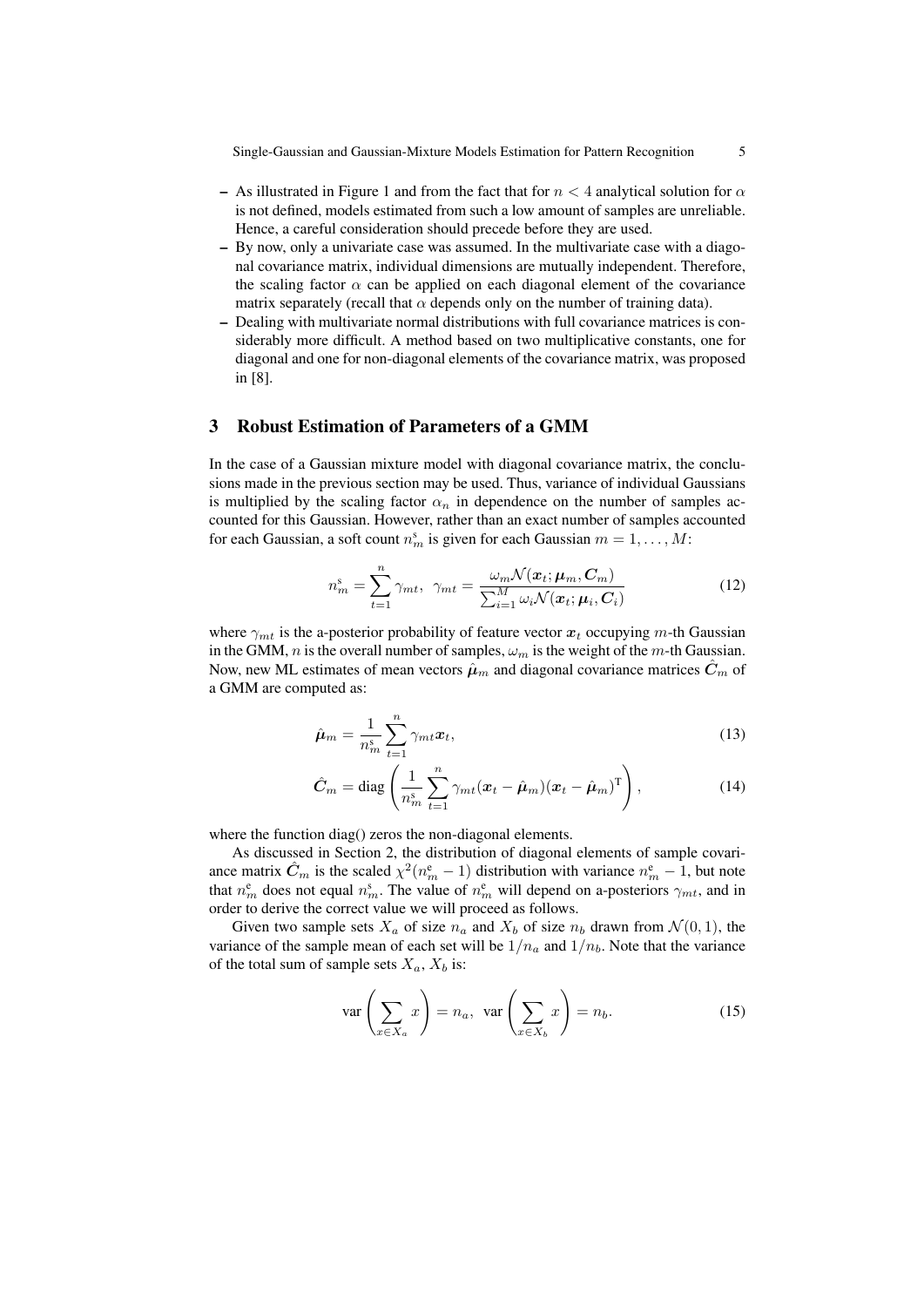- As illustrated in Figure 1 and from the fact that for $n < 4$ analytical solution for $\alpha$ is not defined, models estimated from such a low amount of samples are unreliable. Hence, a careful consideration should precede before they are used.
- By now, only a univariate case was assumed. In the multivariate case with a diagonal covariance matrix, individual dimensions are mutually independent. Therefore, the scaling factor $\alpha$ can be applied on each diagonal element of the covariance matrix separately (recall that $\alpha$ depends only on the number of training data).
- Dealing with multivariate normal distributions with full covariance matrices is considerably more difficult. A method based on two multiplicative constants, one for diagonal and one for non-diagonal elements of the covariance matrix, was proposed in [8].

## 3 Robust Estimation of Parameters of a GMM

In the case of a Gaussian mixture model with diagonal covariance matrix, the conclusions made in the previous section may be used. Thus, variance of individual Gaussians is multiplied by the scaling factor $\alpha_n$ in dependence on the number of samples accounted for this Gaussian. However, rather than an exact number of samples accounted for each Gaussian, a soft count $n_m^{\mathrm{s}}$ is given for each Gaussian $m = 1, \ldots, M$:

$$n_m^{\mathrm{s}} = \sum_{t=1}^{n} \gamma_{mt}, \quad \gamma_{mt} = \frac{\omega_m \mathcal{N}(\boldsymbol{x}_t; \boldsymbol{\mu}_m, \boldsymbol{C}_m)}{\sum_{i=1}^{M} \omega_i \mathcal{N}(\boldsymbol{x}_t; \boldsymbol{\mu}_i, \boldsymbol{C}_i)} \tag{12}$$

where $\gamma_{mt}$ is the a-posterior probability of feature vector $\boldsymbol{x}_t$ occupying $m$-th Gaussian in the GMM, $n$ is the overall number of samples, $\omega_m$ is the weight of the $m$-th Gaussian. Now, new ML estimates of mean vectors $\hat{\boldsymbol{\mu}}_m$ and diagonal covariance matrices $\hat{\boldsymbol{C}}_m$ of a GMM are computed as:

$$\hat{\boldsymbol{\mu}}_m = \frac{1}{n_m^{\mathrm{s}}} \sum_{t=1}^{n} \gamma_{mt} \boldsymbol{x}_t, \tag{13}$$

$$\hat{\boldsymbol{C}}_m = \mathrm{diag}\left( \frac{1}{n_m^{\mathrm{s}}} \sum_{t=1}^{n} \gamma_{mt} (\boldsymbol{x}_t - \hat{\boldsymbol{\mu}}_m)(\boldsymbol{x}_t - \hat{\boldsymbol{\mu}}_m)^{\mathrm{T}} \right), \tag{14}$$

where the function diag() zeros the non-diagonal elements.

As discussed in Section 2, the distribution of diagonal elements of sample covariance matrix $\hat{\boldsymbol{C}}_m$ is the scaled $\chi^2(n_m^{\mathrm{e}} - 1)$ distribution with variance $n_m^{\mathrm{e}} - 1$, but note that $n_m^{\mathrm{e}}$ does not equal $n_m^{\mathrm{s}}$. The value of $n_m^{\mathrm{e}}$ will depend on a-posteriors $\gamma_{mt}$, and in order to derive the correct value we will proceed as follows.

Given two sample sets $X_a$ of size $n_a$ and $X_b$ of size $n_b$ drawn from $\mathcal{N}(0, 1)$, the variance of the sample mean of each set will be $1/n_a$ and $1/n_b$. Note that the variance of the total sum of sample sets $X_a$, $X_b$ is:

$$\mathrm{var}\left( \sum_{x \in X_a} x \right) = n_a, \quad \mathrm{var}\left( \sum_{x \in X_b} x \right) = n_b. \tag{15}$$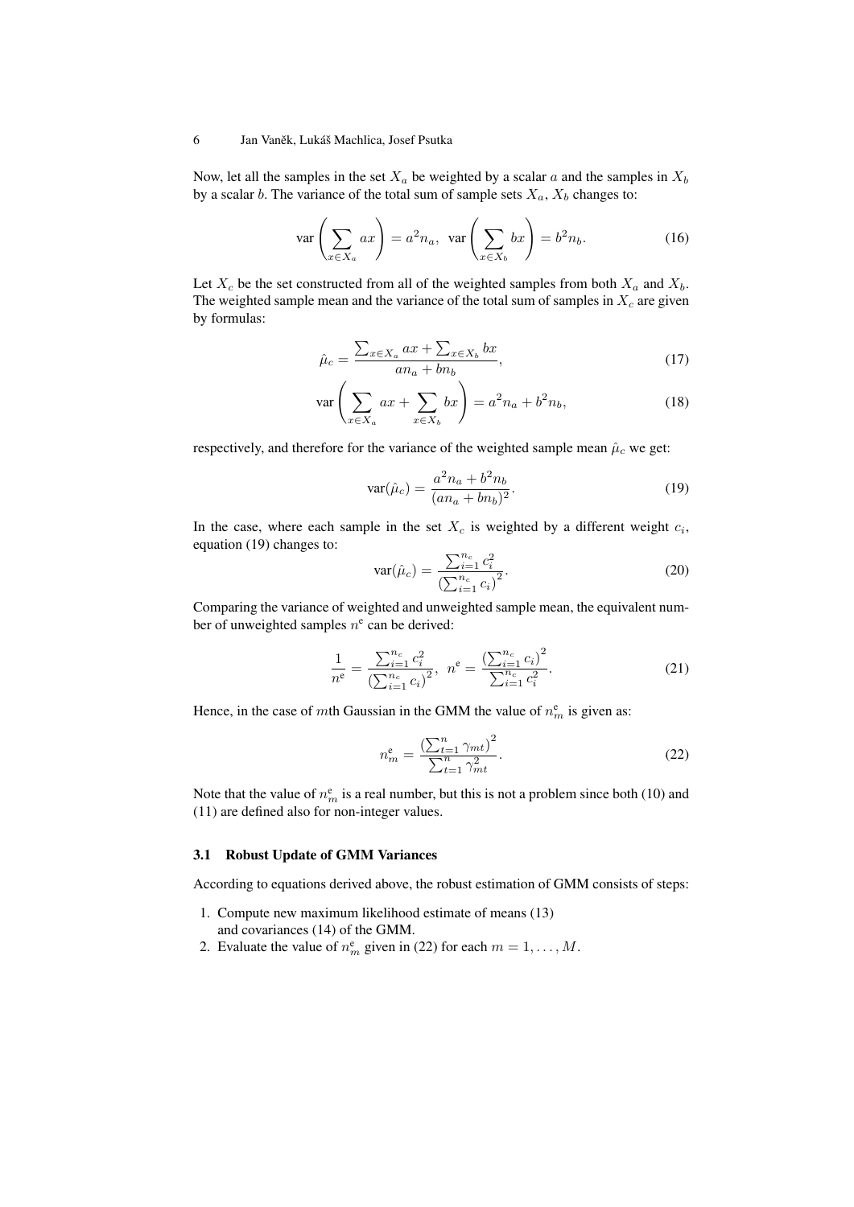Now, let all the samples in the set $X_a$ be weighted by a scalar $a$ and the samples in $X_b$ by a scalar $b$. The variance of the total sum of sample sets $X_a$, $X_b$ changes to:

$$
\operatorname{var}\left(\sum_{x \in X_a} ax\right) = a^2 n_a, \;\; \operatorname{var}\left(\sum_{x \in X_b} bx\right) = b^2 n_b. \tag{16}
$$

Let $X_c$ be the set constructed from all of the weighted samples from both $X_a$ and $X_b$. The weighted sample mean and the variance of the total sum of samples in $X_c$ are given by formulas:

$$
\hat{\mu}_c = \frac{\sum_{x \in X_a} ax + \sum_{x \in X_b} bx}{an_a + bn_b}, \tag{17}
$$

$$
\operatorname{var}\left(\sum_{x \in X_a} ax + \sum_{x \in X_b} bx\right) = a^2 n_a + b^2 n_b, \tag{18}
$$

respectively, and therefore for the variance of the weighted sample mean $\hat{\mu}_c$ we get:

$$
\operatorname{var}(\hat{\mu}_c) = \frac{a^2 n_a + b^2 n_b}{(an_a + bn_b)^2}. \tag{19}
$$

In the case, where each sample in the set $X_c$ is weighted by a different weight $c_i$, equation (19) changes to:

$$
\operatorname{var}(\hat{\mu}_c) = \frac{\sum_{i=1}^{n_c} c_i^2}{\left(\sum_{i=1}^{n_c} c_i\right)^2}. \tag{20}
$$

Comparing the variance of weighted and unweighted sample mean, the equivalent number of unweighted samples $n^{\mathrm{e}}$ can be derived:

$$
\frac{1}{n^{\mathrm{e}}} = \frac{\sum_{i=1}^{n_c} c_i^2}{\left(\sum_{i=1}^{n_c} c_i\right)^2}, \;\; n^{\mathrm{e}} = \frac{\left(\sum_{i=1}^{n_c} c_i\right)^2}{\sum_{i=1}^{n_c} c_i^2}. \tag{21}
$$

Hence, in the case of $m$th Gaussian in the GMM the value of $n_m^{\mathrm{e}}$ is given as:

$$
n_m^{\mathrm{e}} = \frac{\left(\sum_{t=1}^{n} \gamma_{mt}\right)^2}{\sum_{t=1}^{n} \gamma_{mt}^2}. \tag{22}
$$

Note that the value of $n_m^{\mathrm{e}}$ is a real number, but this is not a problem since both (10) and (11) are defined also for non-integer values.

### 3.1 Robust Update of GMM Variances

According to equations derived above, the robust estimation of GMM consists of steps:

1. Compute new maximum likelihood estimate of means (13) and covariances (14) of the GMM.
2. Evaluate the value of $n_m^{\mathrm{e}}$ given in (22) for each $m = 1, \ldots, M$.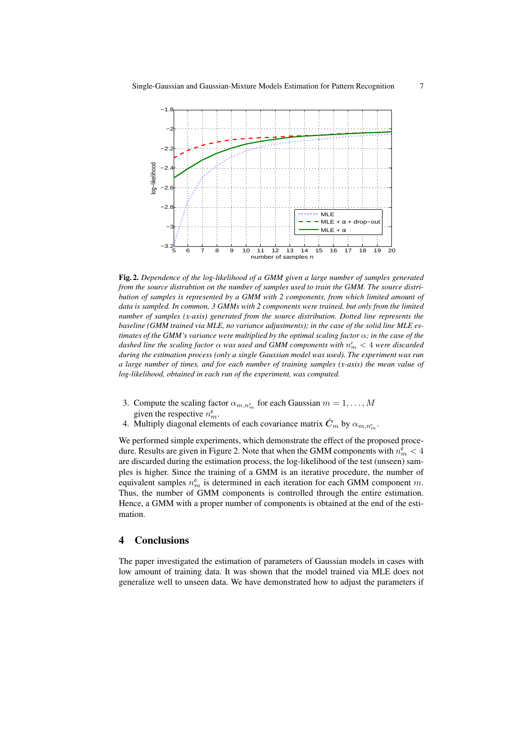**Fig. 2.** *Dependence of the log-likelihood of a GMM given a large number of samples generated from the source distrubtion on the number of samples used to train the GMM. The source distribution of samples is represented by a GMM with 2 components, from which limited amount of data is sampled. In common, 3 GMMs with 2 components were trained, but only from the limited number of samples (x-axis) generated from the source distribution. Dotted line represents the baseline (GMM trained via MLE, no variance adjustments); in the case of the solid line MLE estimates of the GMM's variance were multiplied by the optimal scaling factor $\alpha$; in the case of the dashed line the scaling factor $\alpha$ was used and GMM components with $n^e_m < 4$ were discarded during the estimation process (only a single Gaussian model was used). The experiment was run a large number of times, and for each number of training samples (x-axis) the mean value of log-likelihood, obtained in each run of the experiment, was computed.*

3. Compute the scaling factor $\alpha_{m,n^e_m}$ for each Gaussian $m = 1, \ldots, M$ given the respective $n^e_m$.
4. Multiply diagonal elements of each covariance matrix $\hat{C}_m$ by $\alpha_{m,n^e_m}$.

We performed simple experiments, which demonstrate the effect of the proposed procedure. Results are given in Figure 2. Note that when the GMM components with $n^e_m < 4$ are discarded during the estimation process, the log-likelihood of the test (unseen) samples is higher. Since the training of a GMM is an iterative procedure, the number of equivalent samples $n^e_m$ is determined in each iteration for each GMM component $m$. Thus, the number of GMM components is controlled through the entire estimation. Hence, a GMM with a proper number of components is obtained at the end of the estimation.

## 4 Conclusions

The paper investigated the estimation of parameters of Gaussian models in cases with low amount of training data. It was shown that the model trained via MLE does not generalize well to unseen data. We have demonstrated how to adjust the parameters if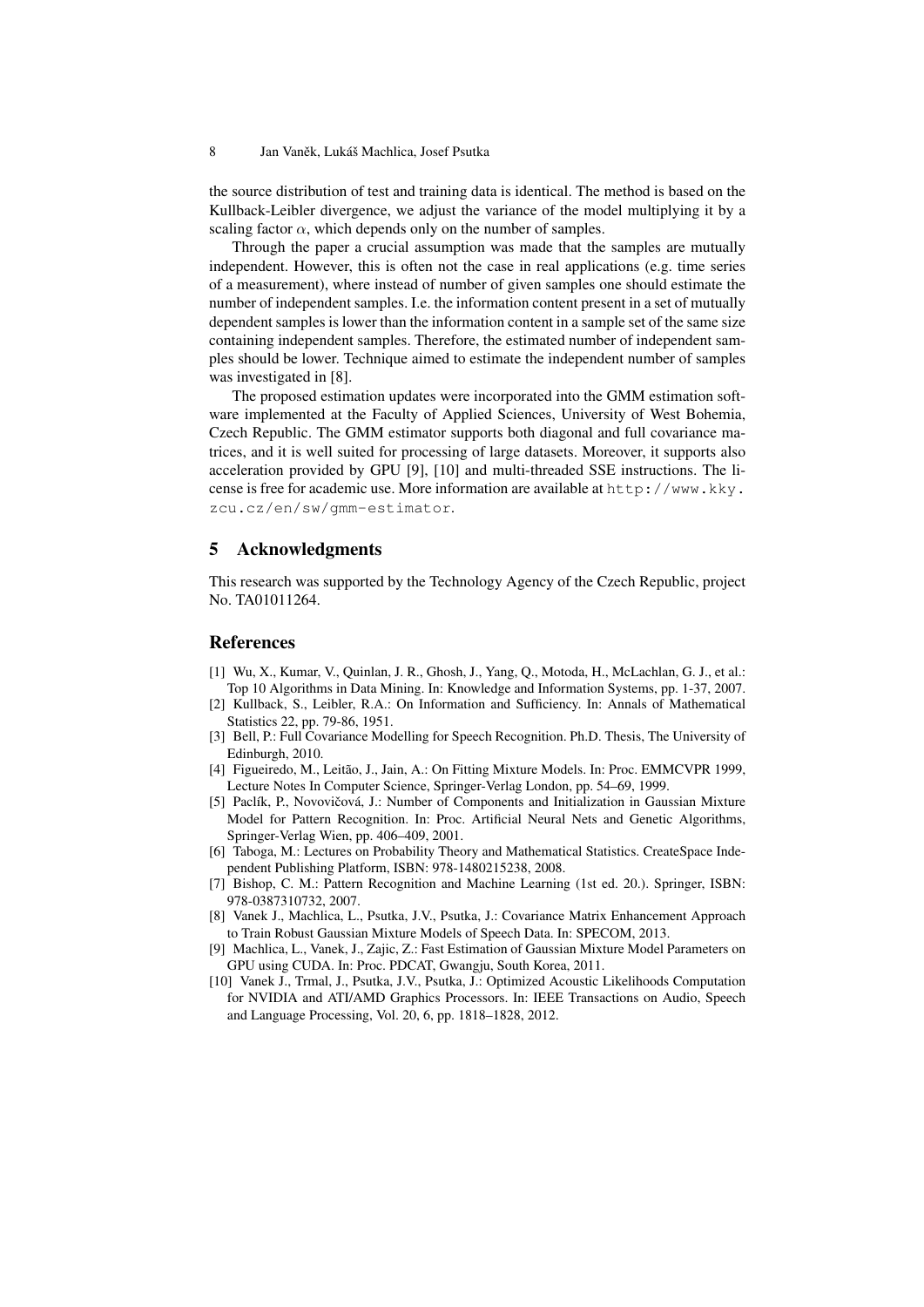the source distribution of test and training data is identical. The method is based on the Kullback-Leibler divergence, we adjust the variance of the model multiplying it by a scaling factor $\alpha$, which depends only on the number of samples.

Through the paper a crucial assumption was made that the samples are mutually independent. However, this is often not the case in real applications (e.g. time series of a measurement), where instead of number of given samples one should estimate the number of independent samples. I.e. the information content present in a set of mutually dependent samples is lower than the information content in a sample set of the same size containing independent samples. Therefore, the estimated number of independent samples should be lower. Technique aimed to estimate the independent number of samples was investigated in [8].

The proposed estimation updates were incorporated into the GMM estimation software implemented at the Faculty of Applied Sciences, University of West Bohemia, Czech Republic. The GMM estimator supports both diagonal and full covariance matrices, and it is well suited for processing of large datasets. Moreover, it supports also acceleration provided by GPU [9], [10] and multi-threaded SSE instructions. The license is free for academic use. More information are available at `http://www.kky.zcu.cz/en/sw/gmm-estimator`.

## 5 Acknowledgments

This research was supported by the Technology Agency of the Czech Republic, project No. TA01011264.

## References

[1] Wu, X., Kumar, V., Quinlan, J. R., Ghosh, J., Yang, Q., Motoda, H., McLachlan, G. J., et al.: Top 10 Algorithms in Data Mining. In: Knowledge and Information Systems, pp. 1-37, 2007.

[2] Kullback, S., Leibler, R.A.: On Information and Sufficiency. In: Annals of Mathematical Statistics 22, pp. 79-86, 1951.

[3] Bell, P.: Full Covariance Modelling for Speech Recognition. Ph.D. Thesis, The University of Edinburgh, 2010.

[4] Figueiredo, M., Leitão, J., Jain, A.: On Fitting Mixture Models. In: Proc. EMMCVPR 1999, Lecture Notes In Computer Science, Springer-Verlag London, pp. 54–69, 1999.

[5] Paclík, P., Novovičová, J.: Number of Components and Initialization in Gaussian Mixture Model for Pattern Recognition. In: Proc. Artificial Neural Nets and Genetic Algorithms, Springer-Verlag Wien, pp. 406–409, 2001.

[6] Taboga, M.: Lectures on Probability Theory and Mathematical Statistics. CreateSpace Independent Publishing Platform, ISBN: 978-1480215238, 2008.

[7] Bishop, C. M.: Pattern Recognition and Machine Learning (1st ed. 20.). Springer, ISBN: 978-0387310732, 2007.

[8] Vanek J., Machlica, L., Psutka, J.V., Psutka, J.: Covariance Matrix Enhancement Approach to Train Robust Gaussian Mixture Models of Speech Data. In: SPECOM, 2013.

[9] Machlica, L., Vanek, J., Zajic, Z.: Fast Estimation of Gaussian Mixture Model Parameters on GPU using CUDA. In: Proc. PDCAT, Gwangju, South Korea, 2011.

[10] Vanek J., Trmal, J., Psutka, J.V., Psutka, J.: Optimized Acoustic Likelihoods Computation for NVIDIA and ATI/AMD Graphics Processors. In: IEEE Transactions on Audio, Speech and Language Processing, Vol. 20, 6, pp. 1818–1828, 2012.